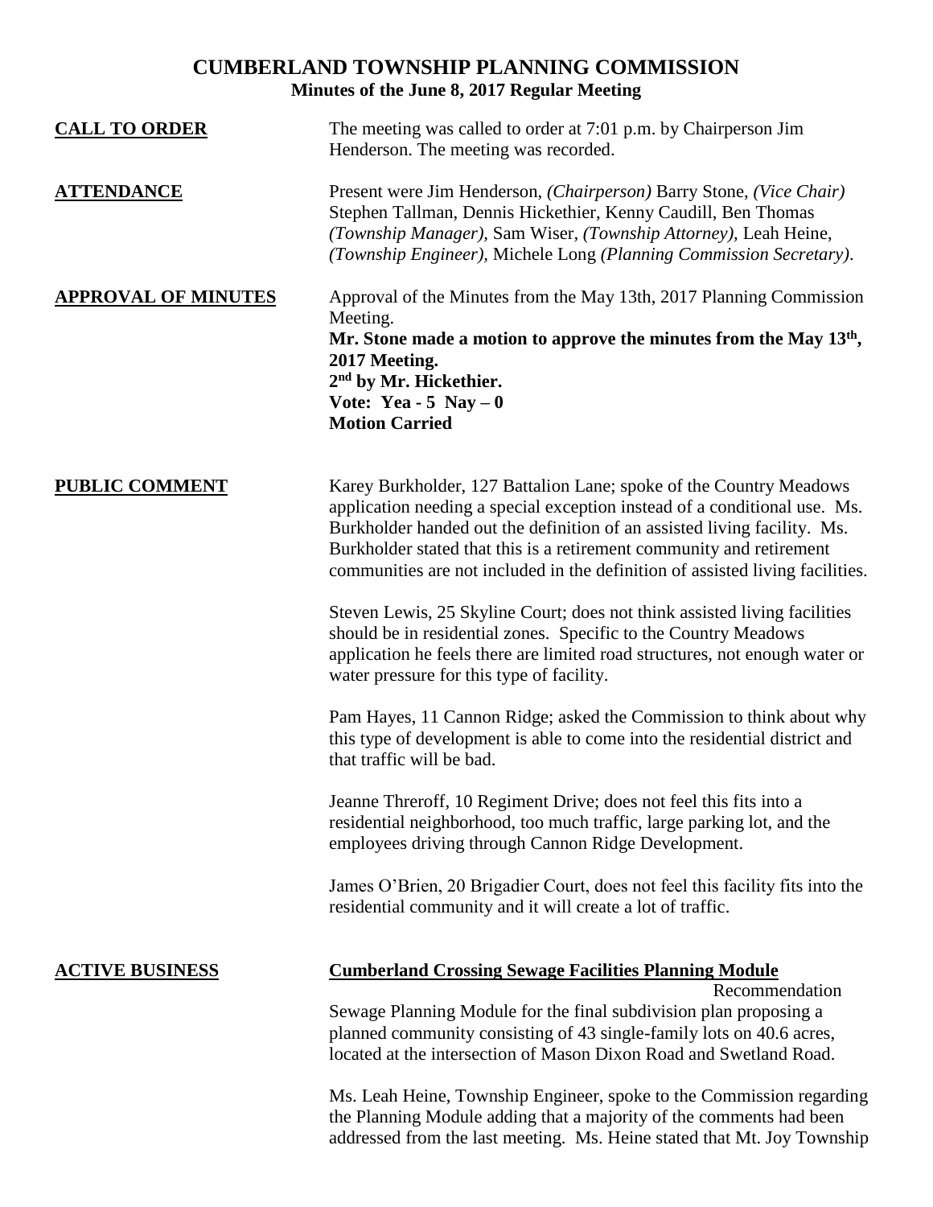# CUMBERLAND TOWNSHIP PLANNING COMMISSION
## Minutes of the June 8, 2017 Regular Meeting

**CALL TO ORDER**

The meeting was called to order at 7:01 p.m. by Chairperson Jim Henderson. The meeting was recorded.

**ATTENDANCE**

Present were Jim Henderson, *(Chairperson)* Barry Stone, *(Vice Chair)* Stephen Tallman, Dennis Hickethier, Kenny Caudill, Ben Thomas *(Township Manager)*, Sam Wiser, *(Township Attorney)*, Leah Heine, *(Township Engineer)*, Michele Long *(Planning Commission Secretary)*.

**APPROVAL OF MINUTES**

Approval of the Minutes from the May 13th, 2017 Planning Commission Meeting.

**Mr. Stone made a motion to approve the minutes from the May 13th, 2017 Meeting.**
**2nd by Mr. Hickethier.**
**Vote: Yea - 5 Nay – 0**
**Motion Carried**

**PUBLIC COMMENT**

Karey Burkholder, 127 Battalion Lane; spoke of the Country Meadows application needing a special exception instead of a conditional use. Ms. Burkholder handed out the definition of an assisted living facility. Ms. Burkholder stated that this is a retirement community and retirement communities are not included in the definition of assisted living facilities.

Steven Lewis, 25 Skyline Court; does not think assisted living facilities should be in residential zones. Specific to the Country Meadows application he feels there are limited road structures, not enough water or water pressure for this type of facility.

Pam Hayes, 11 Cannon Ridge; asked the Commission to think about why this type of development is able to come into the residential district and that traffic will be bad.

Jeanne Threroff, 10 Regiment Drive; does not feel this fits into a residential neighborhood, too much traffic, large parking lot, and the employees driving through Cannon Ridge Development.

James O'Brien, 20 Brigadier Court, does not feel this facility fits into the residential community and it will create a lot of traffic.

**ACTIVE BUSINESS**

**Cumberland Crossing Sewage Facilities Planning Module**

Recommendation

Sewage Planning Module for the final subdivision plan proposing a planned community consisting of 43 single-family lots on 40.6 acres, located at the intersection of Mason Dixon Road and Swetland Road.

Ms. Leah Heine, Township Engineer, spoke to the Commission regarding the Planning Module adding that a majority of the comments had been addressed from the last meeting. Ms. Heine stated that Mt. Joy Township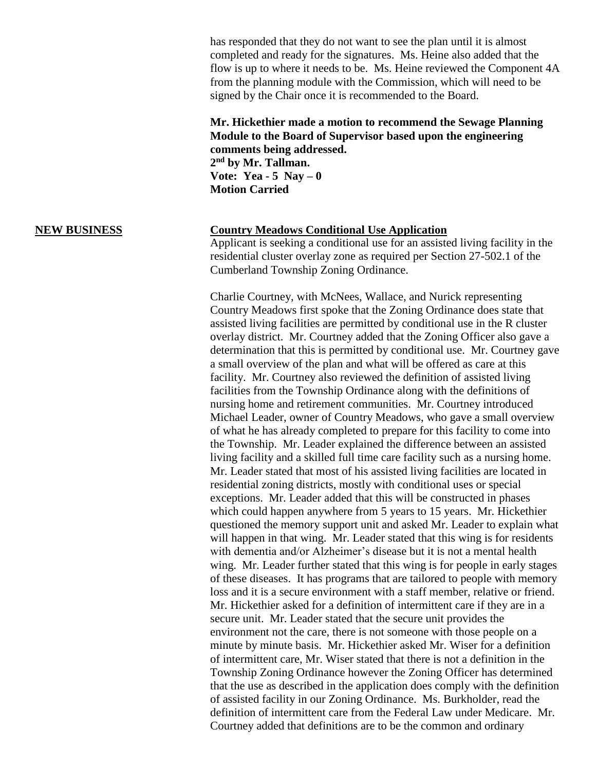has responded that they do not want to see the plan until it is almost completed and ready for the signatures. Ms. Heine also added that the flow is up to where it needs to be. Ms. Heine reviewed the Component 4A from the planning module with the Commission, which will need to be signed by the Chair once it is recommended to the Board.

**Mr. Hickethier made a motion to recommend the Sewage Planning Module to the Board of Supervisor based upon the engineering comments being addressed.**
**2nd by Mr. Tallman.**
**Vote: Yea - 5 Nay – 0**
**Motion Carried**

**NEW BUSINESS**

**Country Meadows Conditional Use Application**

Applicant is seeking a conditional use for an assisted living facility in the residential cluster overlay zone as required per Section 27-502.1 of the Cumberland Township Zoning Ordinance.

Charlie Courtney, with McNees, Wallace, and Nurick representing Country Meadows first spoke that the Zoning Ordinance does state that assisted living facilities are permitted by conditional use in the R cluster overlay district. Mr. Courtney added that the Zoning Officer also gave a determination that this is permitted by conditional use. Mr. Courtney gave a small overview of the plan and what will be offered as care at this facility. Mr. Courtney also reviewed the definition of assisted living facilities from the Township Ordinance along with the definitions of nursing home and retirement communities. Mr. Courtney introduced Michael Leader, owner of Country Meadows, who gave a small overview of what he has already completed to prepare for this facility to come into the Township. Mr. Leader explained the difference between an assisted living facility and a skilled full time care facility such as a nursing home. Mr. Leader stated that most of his assisted living facilities are located in residential zoning districts, mostly with conditional uses or special exceptions. Mr. Leader added that this will be constructed in phases which could happen anywhere from 5 years to 15 years. Mr. Hickethier questioned the memory support unit and asked Mr. Leader to explain what will happen in that wing. Mr. Leader stated that this wing is for residents with dementia and/or Alzheimer's disease but it is not a mental health wing. Mr. Leader further stated that this wing is for people in early stages of these diseases. It has programs that are tailored to people with memory loss and it is a secure environment with a staff member, relative or friend. Mr. Hickethier asked for a definition of intermittent care if they are in a secure unit. Mr. Leader stated that the secure unit provides the environment not the care, there is not someone with those people on a minute by minute basis. Mr. Hickethier asked Mr. Wiser for a definition of intermittent care, Mr. Wiser stated that there is not a definition in the Township Zoning Ordinance however the Zoning Officer has determined that the use as described in the application does comply with the definition of assisted facility in our Zoning Ordinance. Ms. Burkholder, read the definition of intermittent care from the Federal Law under Medicare. Mr. Courtney added that definitions are to be the common and ordinary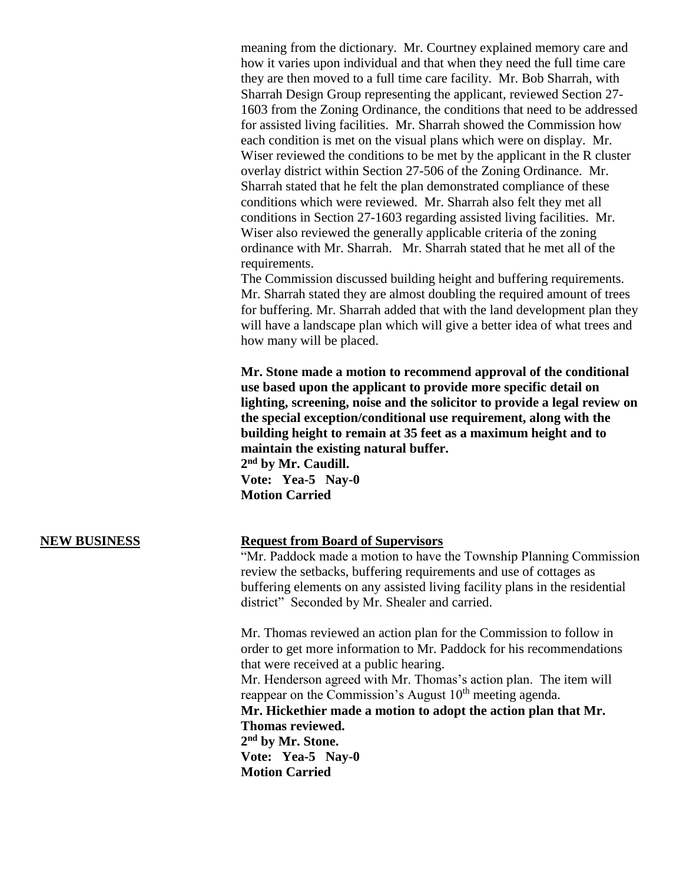meaning from the dictionary. Mr. Courtney explained memory care and how it varies upon individual and that when they need the full time care they are then moved to a full time care facility. Mr. Bob Sharrah, with Sharrah Design Group representing the applicant, reviewed Section 27-1603 from the Zoning Ordinance, the conditions that need to be addressed for assisted living facilities. Mr. Sharrah showed the Commission how each condition is met on the visual plans which were on display. Mr. Wiser reviewed the conditions to be met by the applicant in the R cluster overlay district within Section 27-506 of the Zoning Ordinance. Mr. Sharrah stated that he felt the plan demonstrated compliance of these conditions which were reviewed. Mr. Sharrah also felt they met all conditions in Section 27-1603 regarding assisted living facilities. Mr. Wiser also reviewed the generally applicable criteria of the zoning ordinance with Mr. Sharrah. Mr. Sharrah stated that he met all of the requirements.

The Commission discussed building height and buffering requirements. Mr. Sharrah stated they are almost doubling the required amount of trees for buffering. Mr. Sharrah added that with the land development plan they will have a landscape plan which will give a better idea of what trees and how many will be placed.

**Mr. Stone made a motion to recommend approval of the conditional use based upon the applicant to provide more specific detail on lighting, screening, noise and the solicitor to provide a legal review on the special exception/conditional use requirement, along with the building height to remain at 35 feet as a maximum height and to maintain the existing natural buffer.**
**2nd by Mr. Caudill.**
**Vote: Yea-5 Nay-0**
**Motion Carried**

## NEW BUSINESS

**Request from Board of Supervisors**

"Mr. Paddock made a motion to have the Township Planning Commission review the setbacks, buffering requirements and use of cottages as buffering elements on any assisted living facility plans in the residential district" Seconded by Mr. Shealer and carried.

Mr. Thomas reviewed an action plan for the Commission to follow in order to get more information to Mr. Paddock for his recommendations that were received at a public hearing.

Mr. Henderson agreed with Mr. Thomas's action plan. The item will reappear on the Commission's August 10th meeting agenda.

**Mr. Hickethier made a motion to adopt the action plan that Mr. Thomas reviewed.**
**2nd by Mr. Stone.**
**Vote: Yea-5 Nay-0**
**Motion Carried**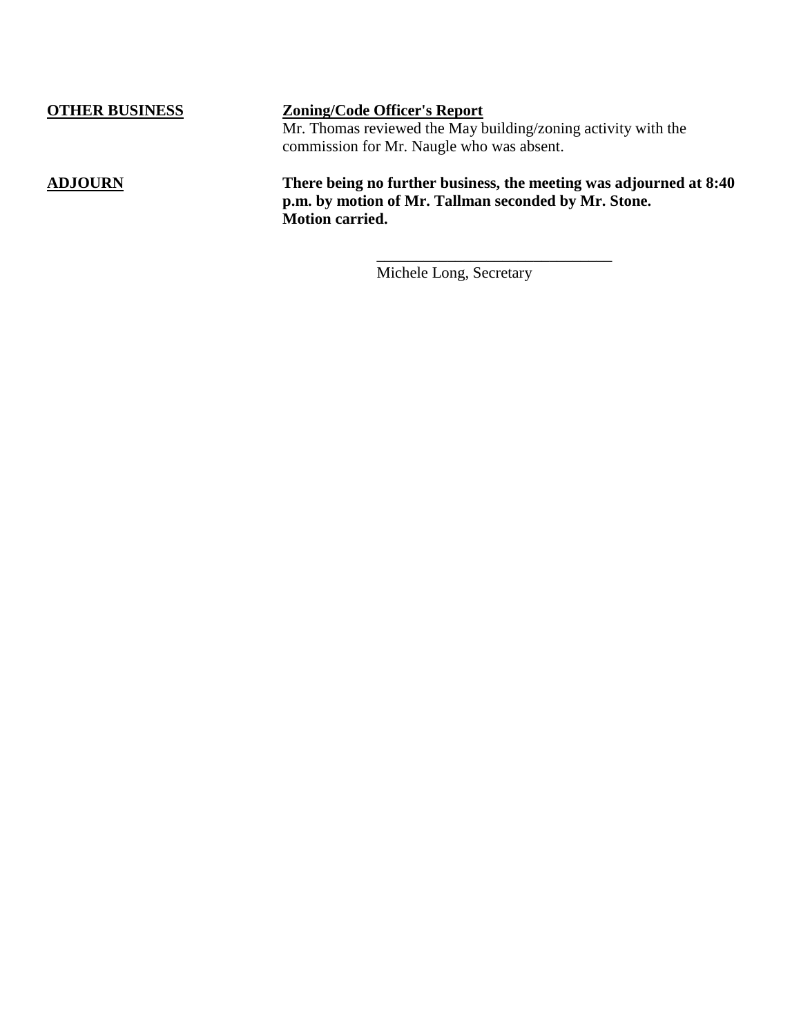**OTHER BUSINESS**

**Zoning/Code Officer's Report**

Mr. Thomas reviewed the May building/zoning activity with the commission for Mr. Naugle who was absent.

**ADJOURN**

**There being no further business, the meeting was adjourned at 8:40 p.m. by motion of Mr. Tallman seconded by Mr. Stone. Motion carried.**

\_\_\_\_\_\_\_\_\_\_\_\_\_\_\_\_\_\_\_\_\_\_\_\_\_\_\_\_\_\_

Michele Long, Secretary